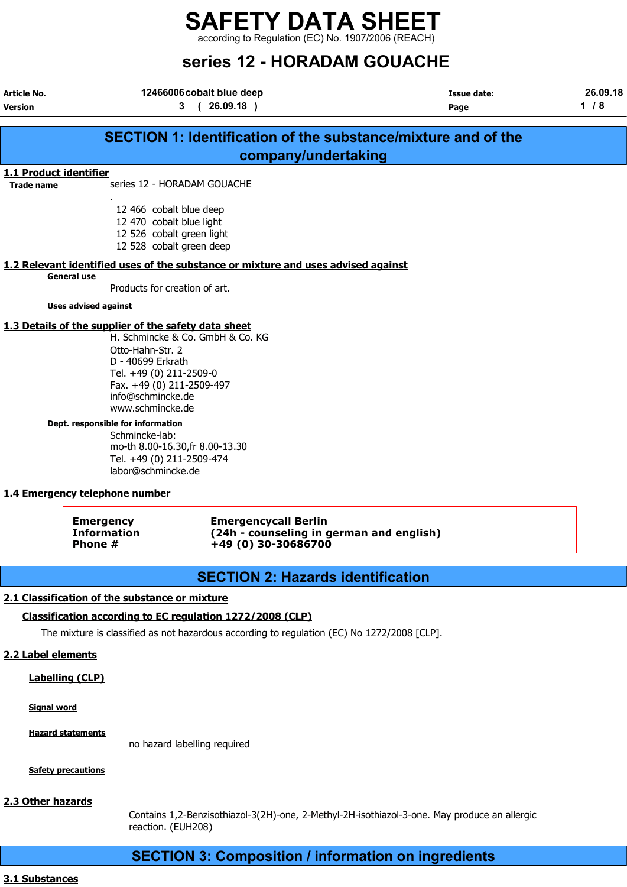# SAFETY DATA SHEET

according to Regulation (EC) No. 1907/2006 (REACH)

## series 12 - HORADAM GOUACHE

| Article No. | 12466006 cobalt blue deep | Issue date: | 26.09.18 |
|---|---|---|---|
| Version | 3 ( 26.09.18 ) | | |

## SECTION 1: Identification of the substance/mixture and of the company/undertaking

### 1.1 Product identifier

**Trade name**

series 12 - HORADAM GOUACHE

.

12 466 cobalt blue deep
12 470 cobalt blue light
12 526 cobalt green light
12 528 cobalt green deep

### 1.2 Relevant identified uses of the substance or mixture and uses advised against

**General use**

Products for creation of art.

**Uses advised against**

### 1.3 Details of the supplier of the safety data sheet

H. Schmincke & Co. GmbH & Co. KG
Otto-Hahn-Str. 2
D - 40699 Erkrath
Tel. +49 (0) 211-2509-0
Fax. +49 (0) 211-2509-497
info@schmincke.de
www.schmincke.de

**Dept. responsible for information**

Schmincke-lab:
mo-th 8.00-16.30,fr 8.00-13.30
Tel. +49 (0) 211-2509-474
labor@schmincke.de

### 1.4 Emergency telephone number

| | |
|---|---|
| **Emergency Information Phone #** | **Emergencycall Berlin (24h - counseling in german and english) +49 (0) 30-30686700** |

## SECTION 2: Hazards identification

### 2.1 Classification of the substance or mixture

**Classification according to EC regulation 1272/2008 (CLP)**

The mixture is classified as not hazardous according to regulation (EC) No 1272/2008 [CLP].

### 2.2 Label elements

**Labelling (CLP)**

**Signal word**

**Hazard statements**

no hazard labelling required

**Safety precautions**

### 2.3 Other hazards

Contains 1,2-Benzisothiazol-3(2H)-one, 2-Methyl-2H-isothiazol-3-one. May produce an allergic reaction. (EUH208)

## SECTION 3: Composition / information on ingredients

### 3.1 Substances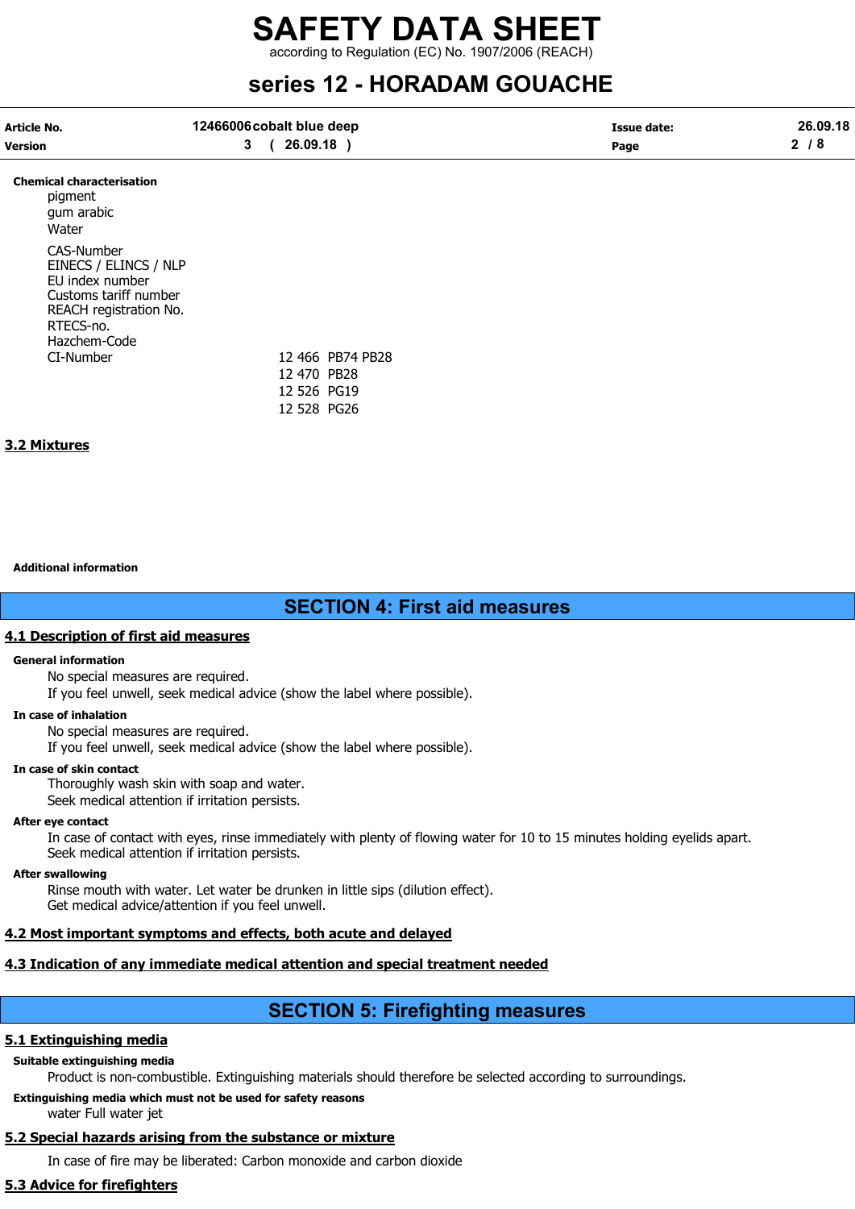**Chemical characterisation**

pigment
gum arabic
Water

| | |
|---|---|
| CAS-Number | |
| EINECS / ELINCS / NLP | |
| EU index number | |
| Customs tariff number | |
| REACH registration No. | |
| RTECS-no. | |
| Hazchem-Code | |
| CI-Number | 12 466 PB74 PB28 |
| | 12 470 PB28 |
| | 12 526 PG19 |
| | 12 528 PG26 |

### 3.2 Mixtures

**Additional information**

## SECTION 4: First aid measures

### 4.1 Description of first aid measures

**General information**

No special measures are required.
If you feel unwell, seek medical advice (show the label where possible).

**In case of inhalation**

No special measures are required.
If you feel unwell, seek medical advice (show the label where possible).

**In case of skin contact**

Thoroughly wash skin with soap and water.
Seek medical attention if irritation persists.

**After eye contact**

In case of contact with eyes, rinse immediately with plenty of flowing water for 10 to 15 minutes holding eyelids apart.
Seek medical attention if irritation persists.

**After swallowing**

Rinse mouth with water. Let water be drunken in little sips (dilution effect).
Get medical advice/attention if you feel unwell.

### 4.2 Most important symptoms and effects, both acute and delayed

### 4.3 Indication of any immediate medical attention and special treatment needed

## SECTION 5: Firefighting measures

### 5.1 Extinguishing media

**Suitable extinguishing media**

Product is non-combustible. Extinguishing materials should therefore be selected according to surroundings.

**Extinguishing media which must not be used for safety reasons**

water Full water jet

### 5.2 Special hazards arising from the substance or mixture

In case of fire may be liberated: Carbon monoxide and carbon dioxide

### 5.3 Advice for firefighters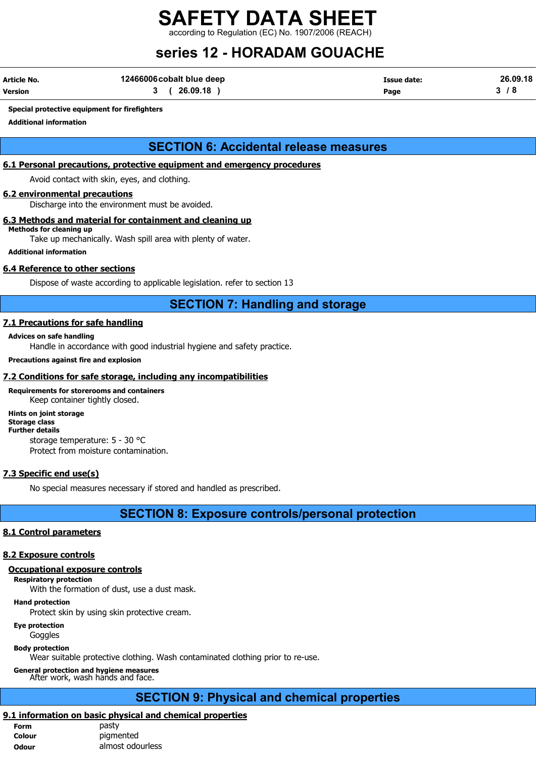**Special protective equipment for firefighters**

**Additional information**

## SECTION 6: Accidental release measures

### 6.1 Personal precautions, protective equipment and emergency procedures

Avoid contact with skin, eyes, and clothing.

### 6.2 environmental precautions

Discharge into the environment must be avoided.

### 6.3 Methods and material for containment and cleaning up

**Methods for cleaning up**

Take up mechanically. Wash spill area with plenty of water.

**Additional information**

### 6.4 Reference to other sections

Dispose of waste according to applicable legislation. refer to section 13

## SECTION 7: Handling and storage

### 7.1 Precautions for safe handling

**Advices on safe handling**

Handle in accordance with good industrial hygiene and safety practice.

**Precautions against fire and explosion**

### 7.2 Conditions for safe storage, including any incompatibilities

**Requirements for storerooms and containers**

Keep container tightly closed.

**Hints on joint storage**

**Storage class**

**Further details**

storage temperature: 5 - 30 °C

Protect from moisture contamination.

### 7.3 Specific end use(s)

No special measures necessary if stored and handled as prescribed.

## SECTION 8: Exposure controls/personal protection

### 8.1 Control parameters

### 8.2 Exposure controls

#### Occupational exposure controls

**Respiratory protection**

With the formation of dust, use a dust mask.

**Hand protection**

Protect skin by using skin protective cream.

**Eye protection**

Goggles

**Body protection**

Wear suitable protective clothing. Wash contaminated clothing prior to re-use.

**General protection and hygiene measures**

After work, wash hands and face.

## SECTION 9: Physical and chemical properties

### 9.1 information on basic physical and chemical properties

| | |
|---|---|
| **Form** | pasty |
| **Colour** | pigmented |
| **Odour** | almost odourless |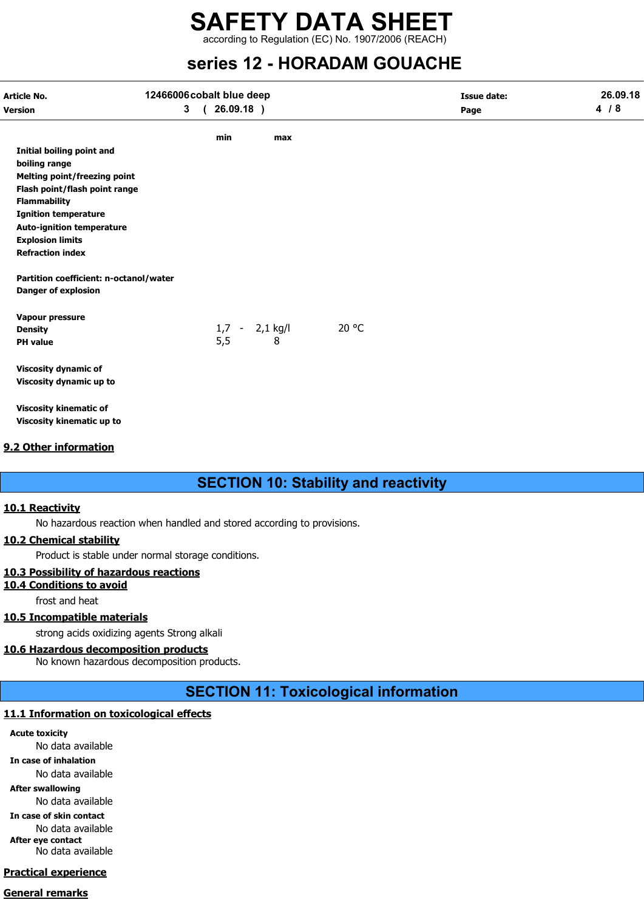| | min | max | |
|---|---|---|---|
| Initial boiling point and boiling range | | | |
| Melting point/freezing point | | | |
| Flash point/flash point range | | | |
| Flammability | | | |
| Ignition temperature | | | |
| Auto-ignition temperature | | | |
| Explosion limits | | | |
| Refraction index | | | |
| Partition coefficient: n-octanol/water | | | |
| Danger of explosion | | | |
| Vapour pressure | | | |
| Density | 1,7 - | 2,1 kg/l | 20 °C |
| PH value | 5,5 | 8 | |
| Viscosity dynamic of | | | |
| Viscosity dynamic up to | | | |
| Viscosity kinematic of | | | |
| Viscosity kinematic up to | | | |

### 9.2 Other information

## SECTION 10: Stability and reactivity

### 10.1 Reactivity

No hazardous reaction when handled and stored according to provisions.

### 10.2 Chemical stability

Product is stable under normal storage conditions.

### 10.3 Possibility of hazardous reactions

### 10.4 Conditions to avoid

frost and heat

### 10.5 Incompatible materials

strong acids oxidizing agents Strong alkali

### 10.6 Hazardous decomposition products

No known hazardous decomposition products.

## SECTION 11: Toxicological information

### 11.1 Information on toxicological effects

**Acute toxicity**

No data available

**In case of inhalation**

No data available

**After swallowing**

No data available

**In case of skin contact**

No data available

**After eye contact**

No data available

### Practical experience

### General remarks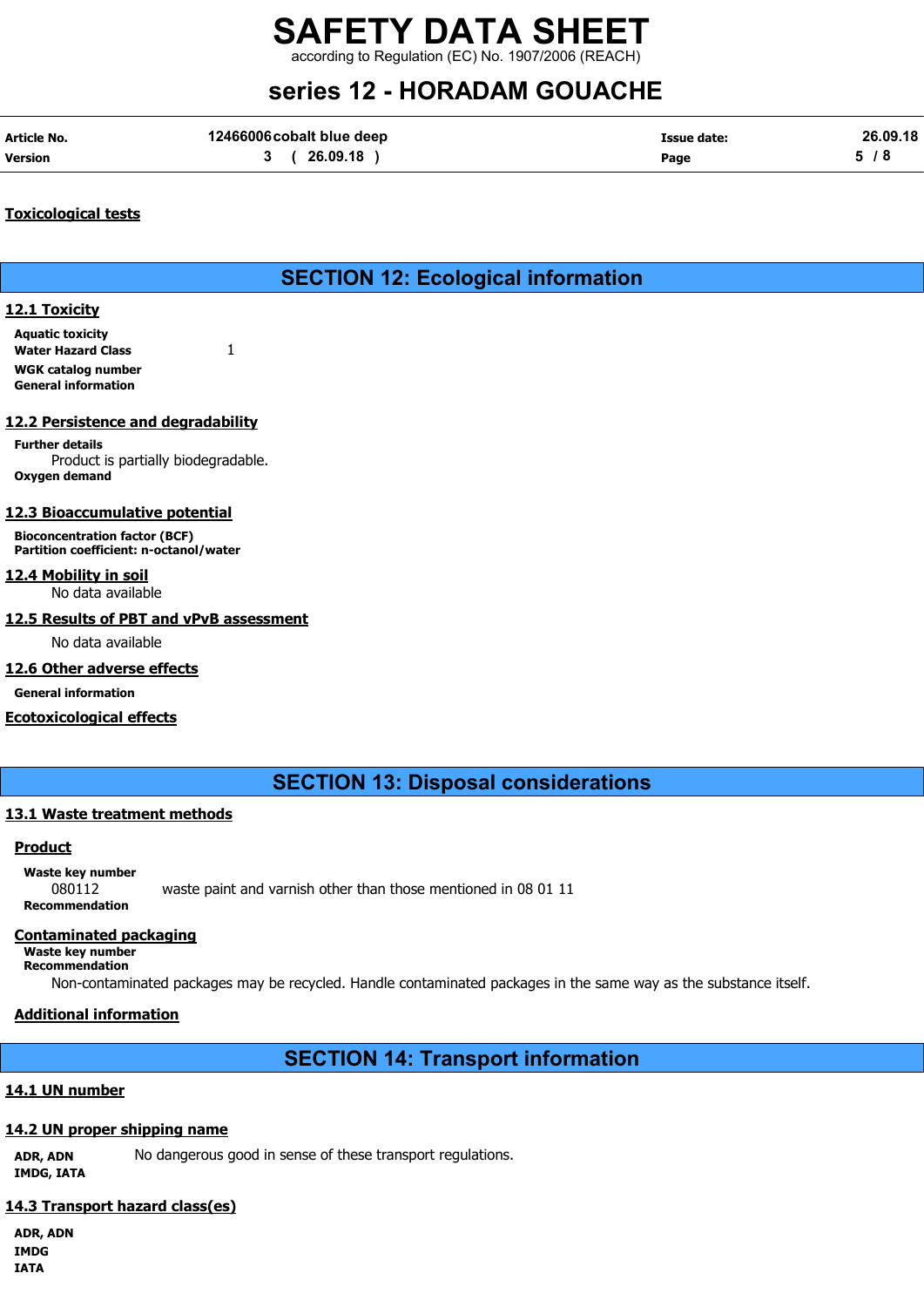**Toxicological tests**

## SECTION 12: Ecological information

### 12.1 Toxicity

**Aquatic toxicity**

**Water Hazard Class** 1

**WGK catalog number**

**General information**

### 12.2 Persistence and degradability

**Further details**

Product is partially biodegradable.

**Oxygen demand**

### 12.3 Bioaccumulative potential

**Bioconcentration factor (BCF)**

**Partition coefficient: n-octanol/water**

### 12.4 Mobility in soil

No data available

### 12.5 Results of PBT and vPvB assessment

No data available

### 12.6 Other adverse effects

**General information**

**Ecotoxicological effects**

## SECTION 13: Disposal considerations

### 13.1 Waste treatment methods

**Product**

**Waste key number**

080112 waste paint and varnish other than those mentioned in 08 01 11

**Recommendation**

**Contaminated packaging**

**Waste key number**

**Recommendation**

Non-contaminated packages may be recycled. Handle contaminated packages in the same way as the substance itself.

**Additional information**

## SECTION 14: Transport information

### 14.1 UN number

### 14.2 UN proper shipping name

**ADR, ADN** No dangerous good in sense of these transport regulations.

**IMDG, IATA**

### 14.3 Transport hazard class(es)

**ADR, ADN**

**IMDG**

**IATA**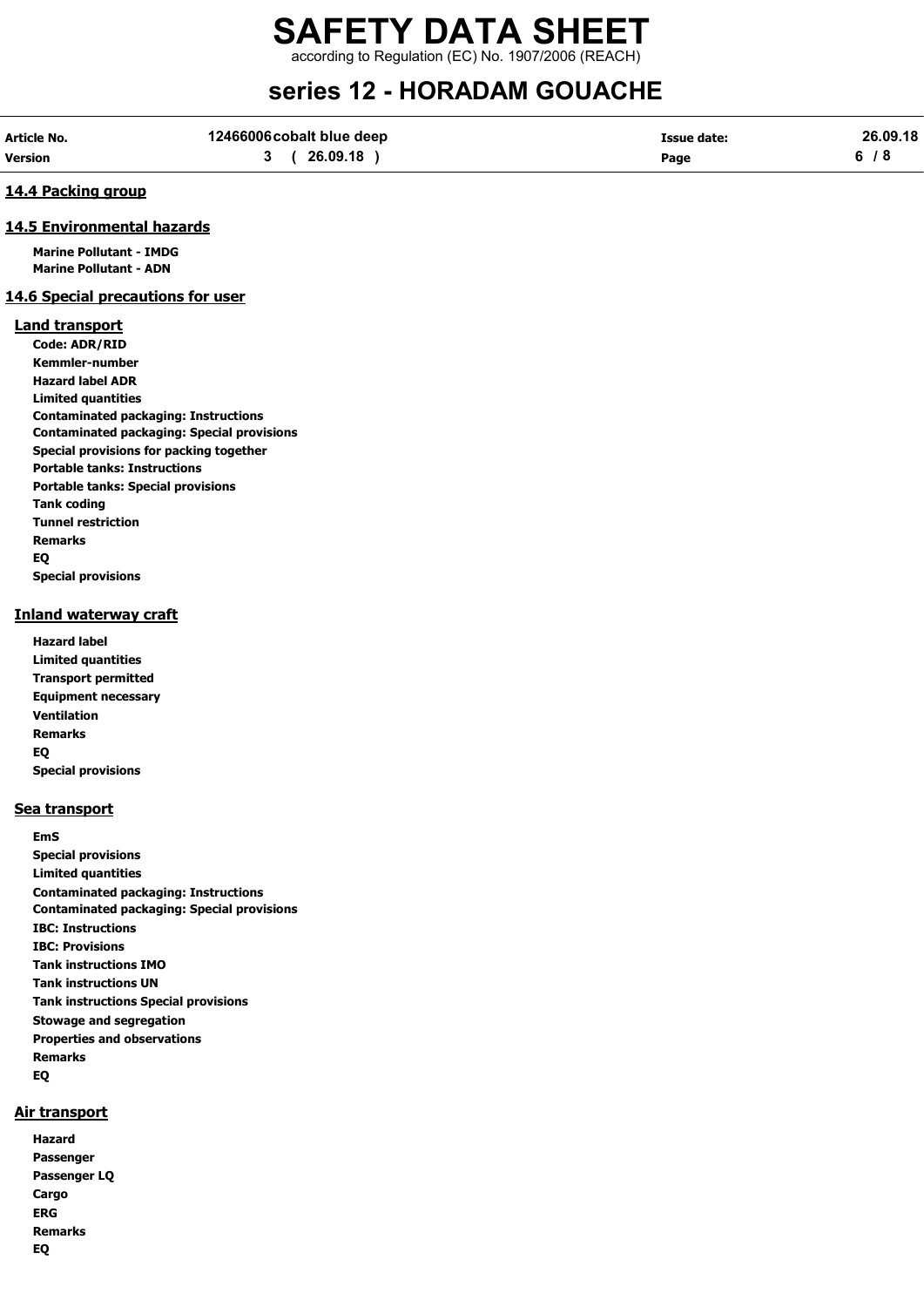## 14.4 Packing group

## 14.5 Environmental hazards

**Marine Pollutant - IMDG**
**Marine Pollutant - ADN**

## 14.6 Special precautions for user

### Land transport

**Code: ADR/RID**
**Kemmler-number**
**Hazard label ADR**
**Limited quantities**
**Contaminated packaging: Instructions**
**Contaminated packaging: Special provisions**
**Special provisions for packing together**
**Portable tanks: Instructions**
**Portable tanks: Special provisions**
**Tank coding**
**Tunnel restriction**
**Remarks**
**EQ**
**Special provisions**

### Inland waterway craft

**Hazard label**
**Limited quantities**
**Transport permitted**
**Equipment necessary**
**Ventilation**
**Remarks**
**EQ**
**Special provisions**

### Sea transport

**EmS**
**Special provisions**
**Limited quantities**
**Contaminated packaging: Instructions**
**Contaminated packaging: Special provisions**
**IBC: Instructions**
**IBC: Provisions**
**Tank instructions IMO**
**Tank instructions UN**
**Tank instructions Special provisions**
**Stowage and segregation**
**Properties and observations**
**Remarks**
**EQ**

### Air transport

**Hazard**
**Passenger**
**Passenger LQ**
**Cargo**
**ERG**
**Remarks**
**EQ**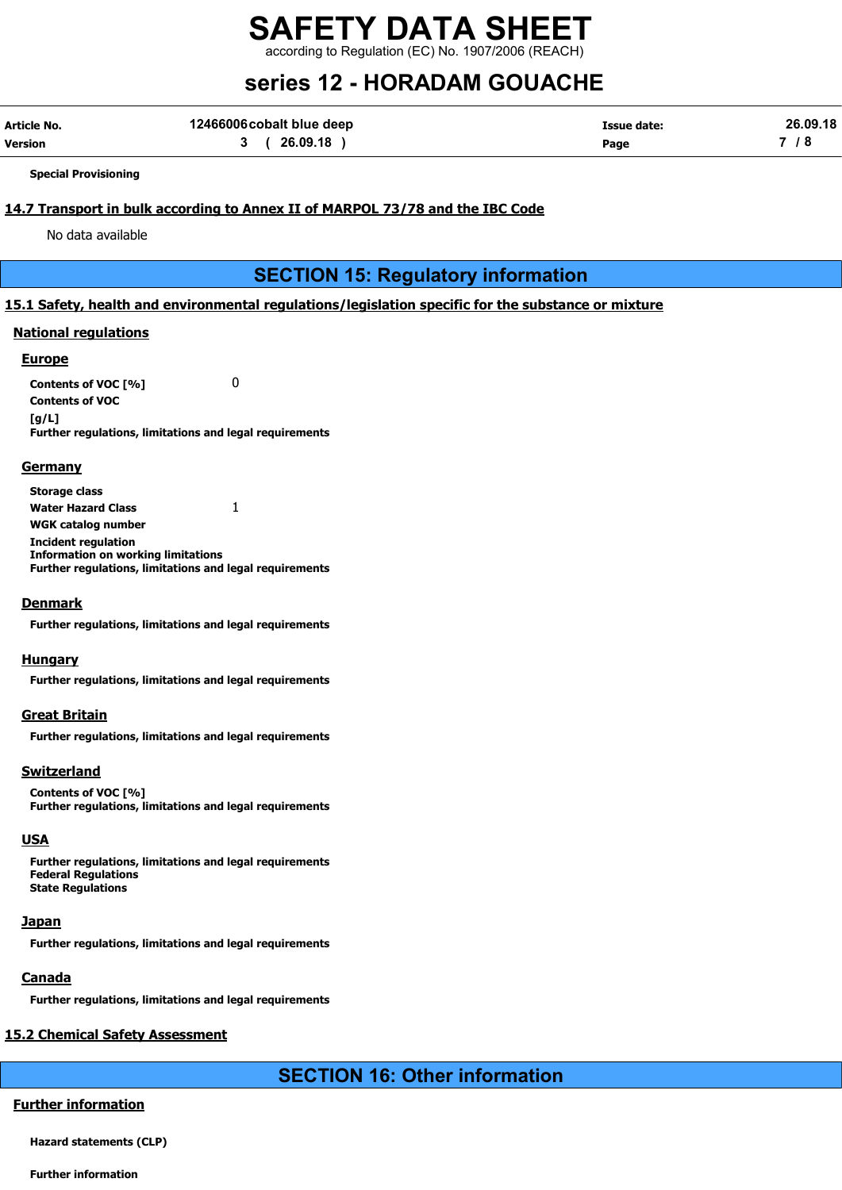**Special Provisioning**

### 14.7 Transport in bulk according to Annex II of MARPOL 73/78 and the IBC Code

No data available

## SECTION 15: Regulatory information

### 15.1 Safety, health and environmental regulations/legislation specific for the substance or mixture

#### National regulations

##### Europe

**Contents of VOC [%]** 0

**Contents of VOC [g/L]**

**Further regulations, limitations and legal requirements**

##### Germany

**Storage class**

**Water Hazard Class** 1

**WGK catalog number**

**Incident regulation**

**Information on working limitations**

**Further regulations, limitations and legal requirements**

##### Denmark

**Further regulations, limitations and legal requirements**

##### Hungary

**Further regulations, limitations and legal requirements**

##### Great Britain

**Further regulations, limitations and legal requirements**

##### Switzerland

**Contents of VOC [%]**

**Further regulations, limitations and legal requirements**

##### USA

**Further regulations, limitations and legal requirements**

**Federal Regulations**

**State Regulations**

##### Japan

**Further regulations, limitations and legal requirements**

##### Canada

**Further regulations, limitations and legal requirements**

### 15.2 Chemical Safety Assessment

## SECTION 16: Other information

#### Further information

**Hazard statements (CLP)**

**Further information**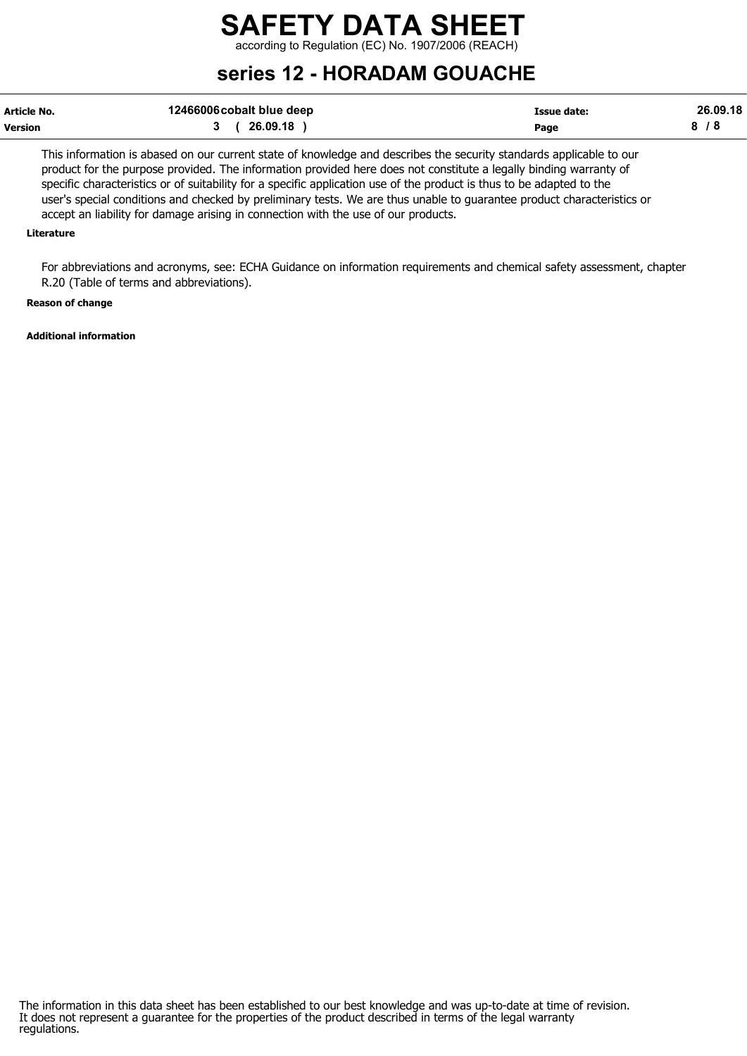This information is abased on our current state of knowledge and describes the security standards applicable to our product for the purpose provided. The information provided here does not constitute a legally binding warranty of specific characteristics or of suitability for a specific application use of the product is thus to be adapted to the user's special conditions and checked by preliminary tests. We are thus unable to guarantee product characteristics or accept an liability for damage arising in connection with the use of our products.

**Literature**

For abbreviations and acronyms, see: ECHA Guidance on information requirements and chemical safety assessment, chapter R.20 (Table of terms and abbreviations).

**Reason of change**

**Additional information**